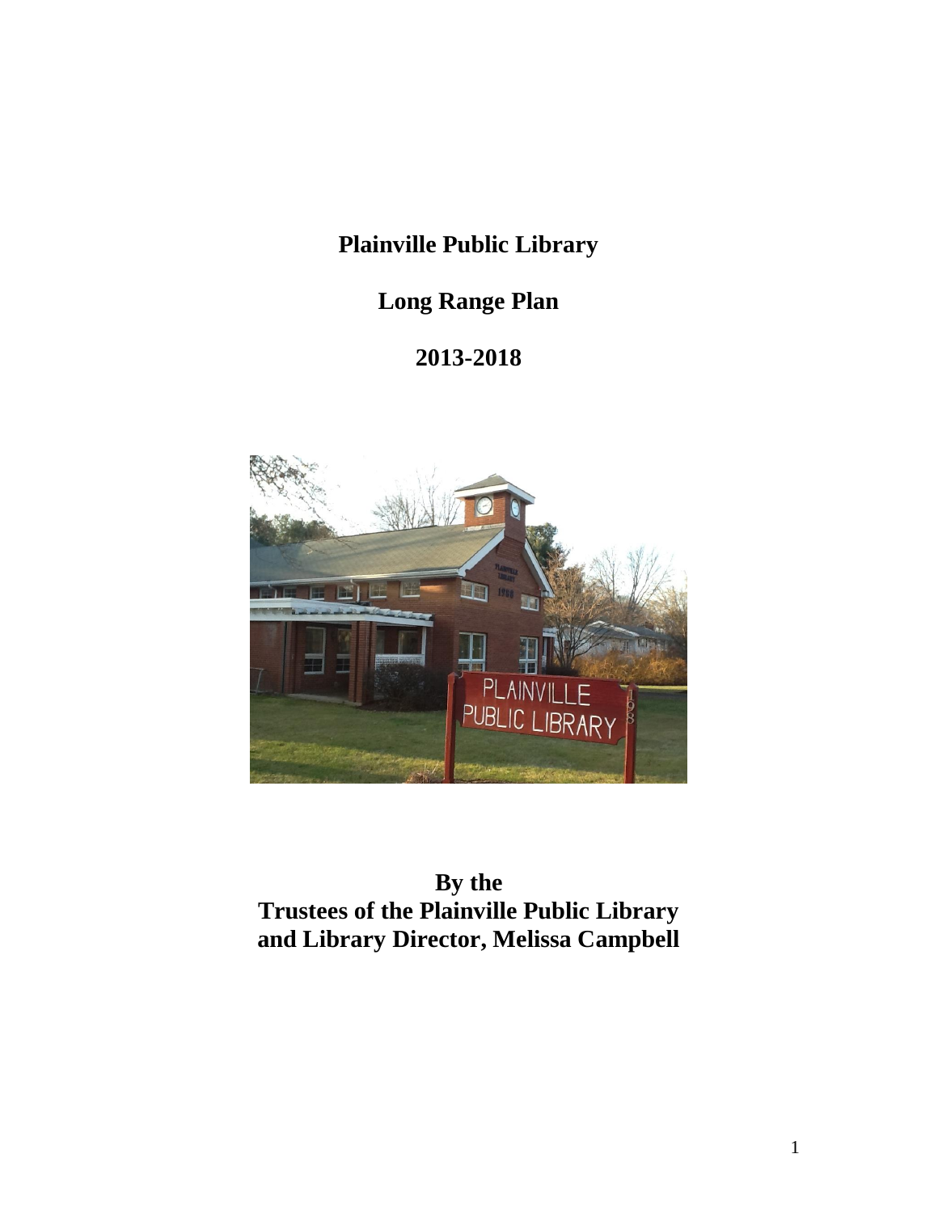# Plainville Public Library

## Long Range Plan

## 2013-2018

**By the**
**Trustees of the Plainville Public Library**
**and Library Director, Melissa Campbell**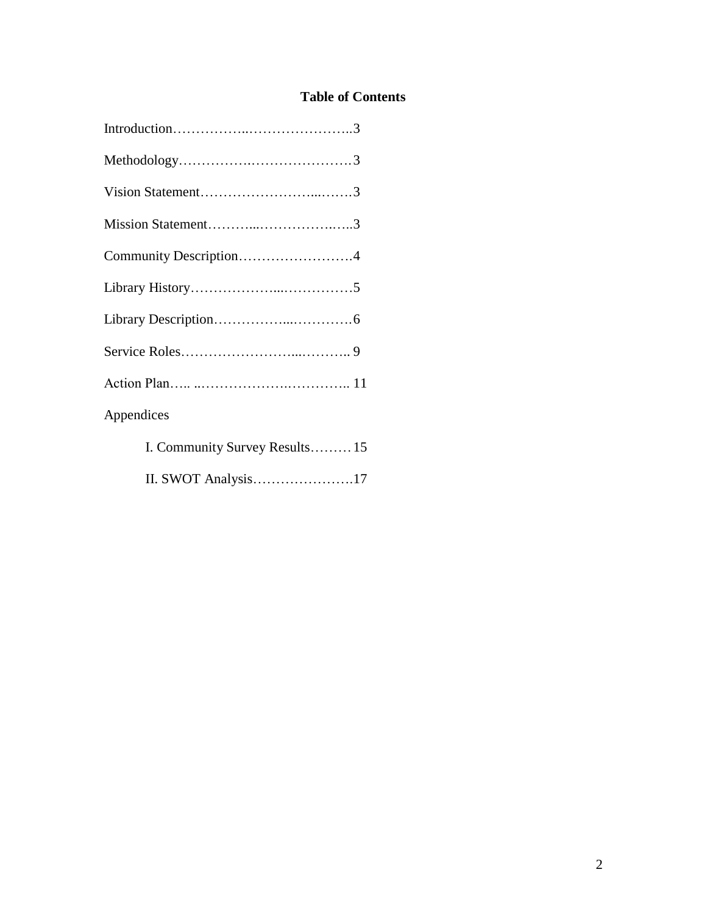**Table of Contents**

Introduction……………..…………………..3

Methodology…………….…………………3

Vision Statement…………………...…….3

Mission Statement………...……………..…..3

Community Description…………………….4

Library History………………...……………5

Library Description……………...………….6

Service Roles…………………...……….. 9

Action Plan….. ..……………….………….. 11

Appendices

I. Community Survey Results………15

II. SWOT Analysis………………….17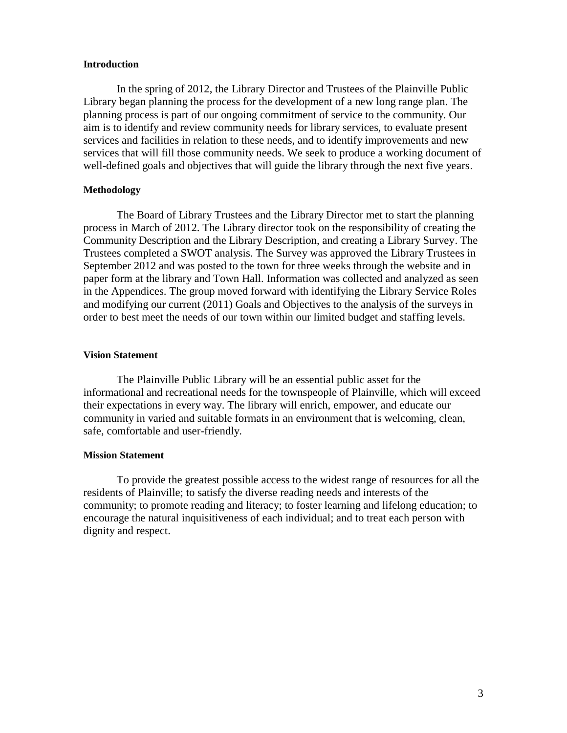## Introduction

In the spring of 2012, the Library Director and Trustees of the Plainville Public Library began planning the process for the development of a new long range plan. The planning process is part of our ongoing commitment of service to the community. Our aim is to identify and review community needs for library services, to evaluate present services and facilities in relation to these needs, and to identify improvements and new services that will fill those community needs. We seek to produce a working document of well-defined goals and objectives that will guide the library through the next five years.

## Methodology

The Board of Library Trustees and the Library Director met to start the planning process in March of 2012. The Library director took on the responsibility of creating the Community Description and the Library Description, and creating a Library Survey. The Trustees completed a SWOT analysis. The Survey was approved the Library Trustees in September 2012 and was posted to the town for three weeks through the website and in paper form at the library and Town Hall. Information was collected and analyzed as seen in the Appendices. The group moved forward with identifying the Library Service Roles and modifying our current (2011) Goals and Objectives to the analysis of the surveys in order to best meet the needs of our town within our limited budget and staffing levels.

## Vision Statement

The Plainville Public Library will be an essential public asset for the informational and recreational needs for the townspeople of Plainville, which will exceed their expectations in every way. The library will enrich, empower, and educate our community in varied and suitable formats in an environment that is welcoming, clean, safe, comfortable and user-friendly.

## Mission Statement

To provide the greatest possible access to the widest range of resources for all the residents of Plainville; to satisfy the diverse reading needs and interests of the community; to promote reading and literacy; to foster learning and lifelong education; to encourage the natural inquisitiveness of each individual; and to treat each person with dignity and respect.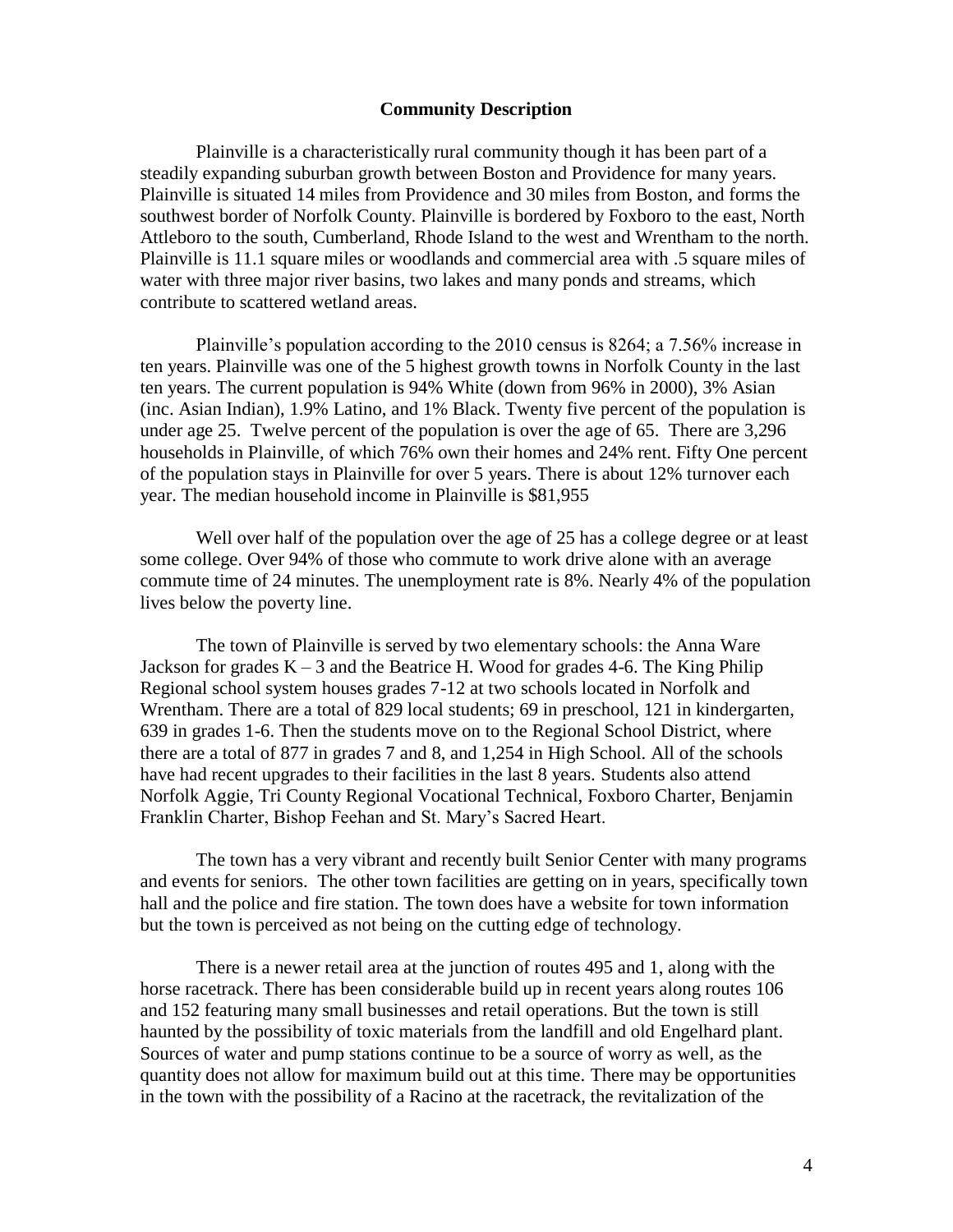## Community Description

Plainville is a characteristically rural community though it has been part of a steadily expanding suburban growth between Boston and Providence for many years. Plainville is situated 14 miles from Providence and 30 miles from Boston, and forms the southwest border of Norfolk County. Plainville is bordered by Foxboro to the east, North Attleboro to the south, Cumberland, Rhode Island to the west and Wrentham to the north. Plainville is 11.1 square miles or woodlands and commercial area with .5 square miles of water with three major river basins, two lakes and many ponds and streams, which contribute to scattered wetland areas.

Plainville's population according to the 2010 census is 8264; a 7.56% increase in ten years. Plainville was one of the 5 highest growth towns in Norfolk County in the last ten years. The current population is 94% White (down from 96% in 2000), 3% Asian (inc. Asian Indian), 1.9% Latino, and 1% Black. Twenty five percent of the population is under age 25. Twelve percent of the population is over the age of 65. There are 3,296 households in Plainville, of which 76% own their homes and 24% rent. Fifty One percent of the population stays in Plainville for over 5 years. There is about 12% turnover each year. The median household income in Plainville is $81,955

Well over half of the population over the age of 25 has a college degree or at least some college. Over 94% of those who commute to work drive alone with an average commute time of 24 minutes. The unemployment rate is 8%. Nearly 4% of the population lives below the poverty line.

The town of Plainville is served by two elementary schools: the Anna Ware Jackson for grades K – 3 and the Beatrice H. Wood for grades 4-6. The King Philip Regional school system houses grades 7-12 at two schools located in Norfolk and Wrentham. There are a total of 829 local students; 69 in preschool, 121 in kindergarten, 639 in grades 1-6. Then the students move on to the Regional School District, where there are a total of 877 in grades 7 and 8, and 1,254 in High School. All of the schools have had recent upgrades to their facilities in the last 8 years. Students also attend Norfolk Aggie, Tri County Regional Vocational Technical, Foxboro Charter, Benjamin Franklin Charter, Bishop Feehan and St. Mary's Sacred Heart.

The town has a very vibrant and recently built Senior Center with many programs and events for seniors. The other town facilities are getting on in years, specifically town hall and the police and fire station. The town does have a website for town information but the town is perceived as not being on the cutting edge of technology.

There is a newer retail area at the junction of routes 495 and 1, along with the horse racetrack. There has been considerable build up in recent years along routes 106 and 152 featuring many small businesses and retail operations. But the town is still haunted by the possibility of toxic materials from the landfill and old Engelhard plant. Sources of water and pump stations continue to be a source of worry as well, as the quantity does not allow for maximum build out at this time. There may be opportunities in the town with the possibility of a Racino at the racetrack, the revitalization of the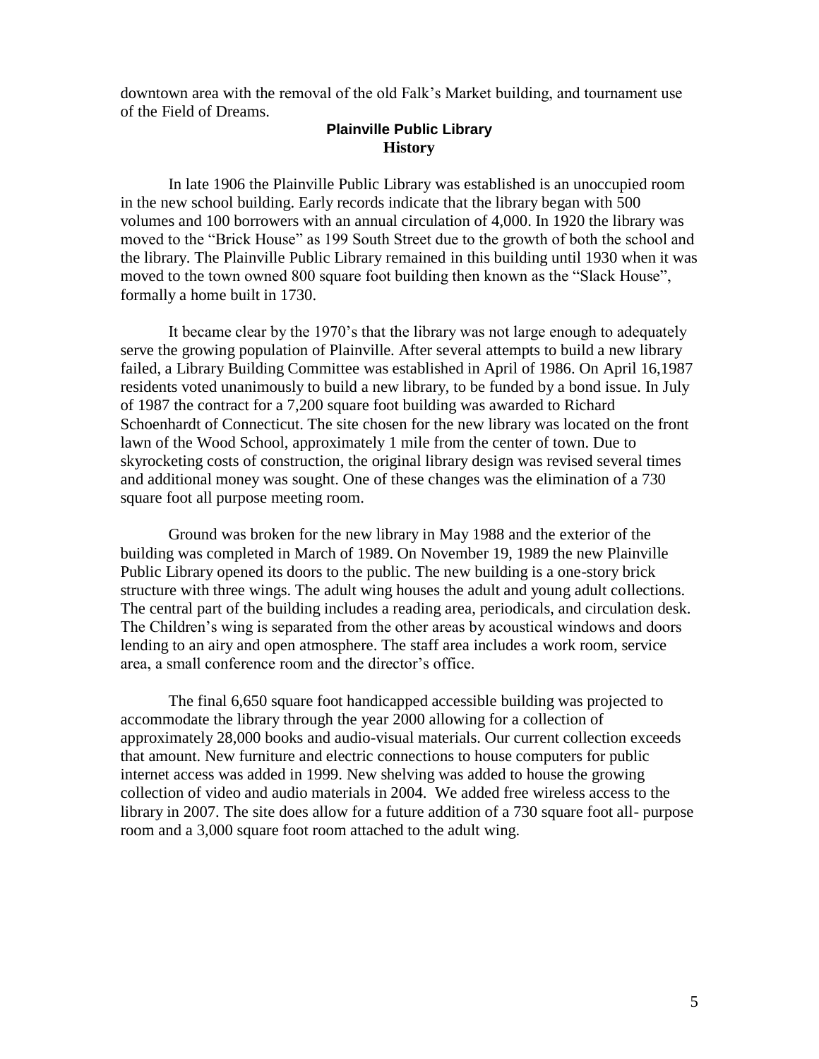downtown area with the removal of the old Falk's Market building, and tournament use of the Field of Dreams.

## Plainville Public Library
### History

In late 1906 the Plainville Public Library was established is an unoccupied room in the new school building. Early records indicate that the library began with 500 volumes and 100 borrowers with an annual circulation of 4,000. In 1920 the library was moved to the "Brick House" as 199 South Street due to the growth of both the school and the library. The Plainville Public Library remained in this building until 1930 when it was moved to the town owned 800 square foot building then known as the "Slack House", formally a home built in 1730.

It became clear by the 1970's that the library was not large enough to adequately serve the growing population of Plainville. After several attempts to build a new library failed, a Library Building Committee was established in April of 1986. On April 16,1987 residents voted unanimously to build a new library, to be funded by a bond issue. In July of 1987 the contract for a 7,200 square foot building was awarded to Richard Schoenhardt of Connecticut. The site chosen for the new library was located on the front lawn of the Wood School, approximately 1 mile from the center of town. Due to skyrocketing costs of construction, the original library design was revised several times and additional money was sought. One of these changes was the elimination of a 730 square foot all purpose meeting room.

Ground was broken for the new library in May 1988 and the exterior of the building was completed in March of 1989. On November 19, 1989 the new Plainville Public Library opened its doors to the public. The new building is a one-story brick structure with three wings. The adult wing houses the adult and young adult collections. The central part of the building includes a reading area, periodicals, and circulation desk. The Children's wing is separated from the other areas by acoustical windows and doors lending to an airy and open atmosphere. The staff area includes a work room, service area, a small conference room and the director's office.

The final 6,650 square foot handicapped accessible building was projected to accommodate the library through the year 2000 allowing for a collection of approximately 28,000 books and audio-visual materials. Our current collection exceeds that amount. New furniture and electric connections to house computers for public internet access was added in 1999. New shelving was added to house the growing collection of video and audio materials in 2004. We added free wireless access to the library in 2007. The site does allow for a future addition of a 730 square foot all- purpose room and a 3,000 square foot room attached to the adult wing.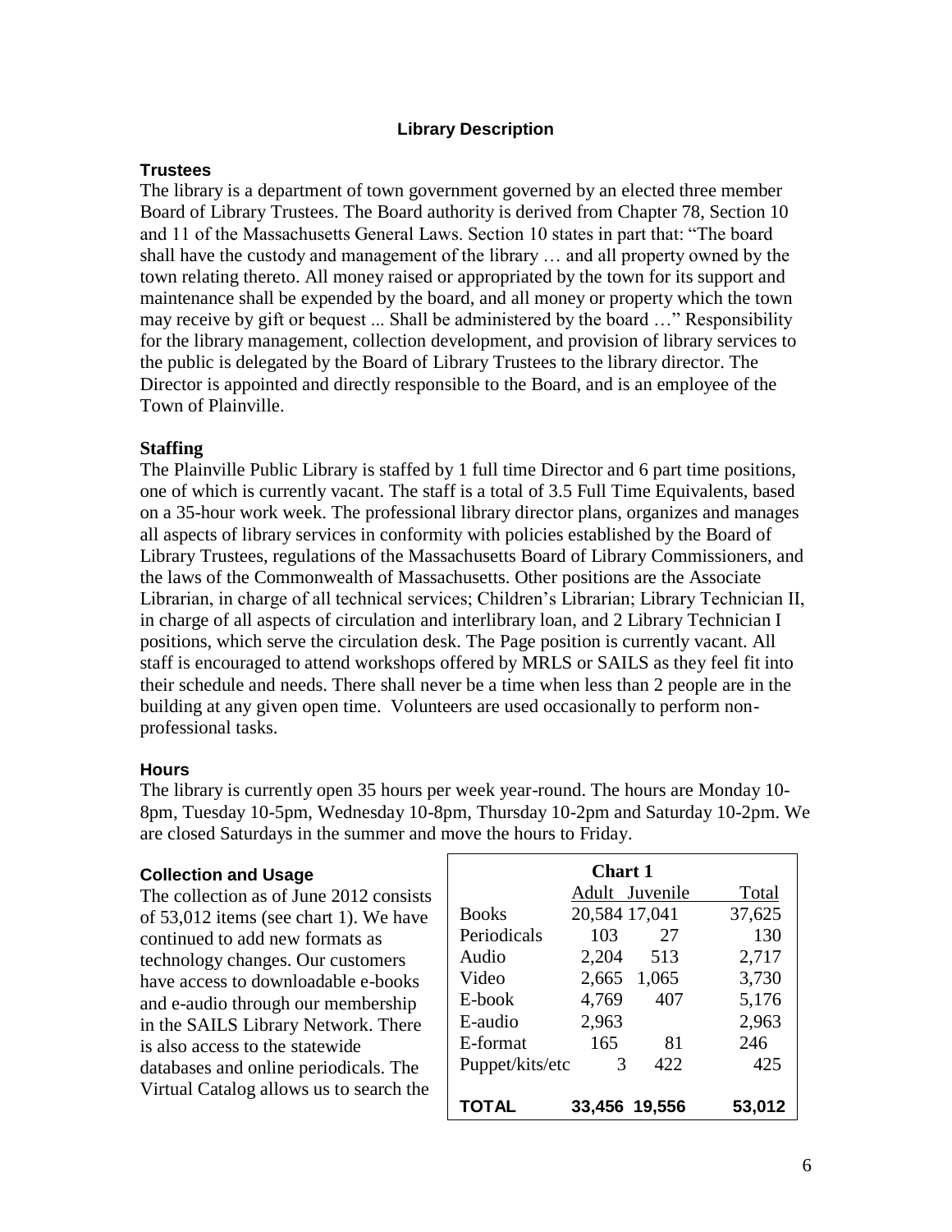## Library Description

### Trustees

The library is a department of town government governed by an elected three member Board of Library Trustees. The Board authority is derived from Chapter 78, Section 10 and 11 of the Massachusetts General Laws. Section 10 states in part that: "The board shall have the custody and management of the library … and all property owned by the town relating thereto. All money raised or appropriated by the town for its support and maintenance shall be expended by the board, and all money or property which the town may receive by gift or bequest ... Shall be administered by the board …" Responsibility for the library management, collection development, and provision of library services to the public is delegated by the Board of Library Trustees to the library director. The Director is appointed and directly responsible to the Board, and is an employee of the Town of Plainville.

### Staffing

The Plainville Public Library is staffed by 1 full time Director and 6 part time positions, one of which is currently vacant. The staff is a total of 3.5 Full Time Equivalents, based on a 35-hour work week. The professional library director plans, organizes and manages all aspects of library services in conformity with policies established by the Board of Library Trustees, regulations of the Massachusetts Board of Library Commissioners, and the laws of the Commonwealth of Massachusetts. Other positions are the Associate Librarian, in charge of all technical services; Children's Librarian; Library Technician II, in charge of all aspects of circulation and interlibrary loan, and 2 Library Technician I positions, which serve the circulation desk. The Page position is currently vacant. All staff is encouraged to attend workshops offered by MRLS or SAILS as they feel fit into their schedule and needs. There shall never be a time when less than 2 people are in the building at any given open time. Volunteers are used occasionally to perform non-professional tasks.

### Hours

The library is currently open 35 hours per week year-round. The hours are Monday 10-8pm, Tuesday 10-5pm, Wednesday 10-8pm, Thursday 10-2pm and Saturday 10-2pm. We are closed Saturdays in the summer and move the hours to Friday.

### Collection and Usage

The collection as of June 2012 consists of 53,012 items (see chart 1). We have continued to add new formats as technology changes. Our customers have access to downloadable e-books and e-audio through our membership in the SAILS Library Network. There is also access to the statewide databases and online periodicals. The Virtual Catalog allows us to search the

**Chart 1**

| | Adult | Juvenile | Total |
|---|---|---|---|
| Books | 20,584 | 17,041 | 37,625 |
| Periodicals | 103 | 27 | 130 |
| Audio | 2,204 | 513 | 2,717 |
| Video | 2,665 | 1,065 | 3,730 |
| E-book | 4,769 | 407 | 5,176 |
| E-audio | 2,963 | | 2,963 |
| E-format | 165 | 81 | 246 |
| Puppet/kits/etc | 3 | 422 | 425 |
| **TOTAL** | **33,456** | **19,556** | **53,012** |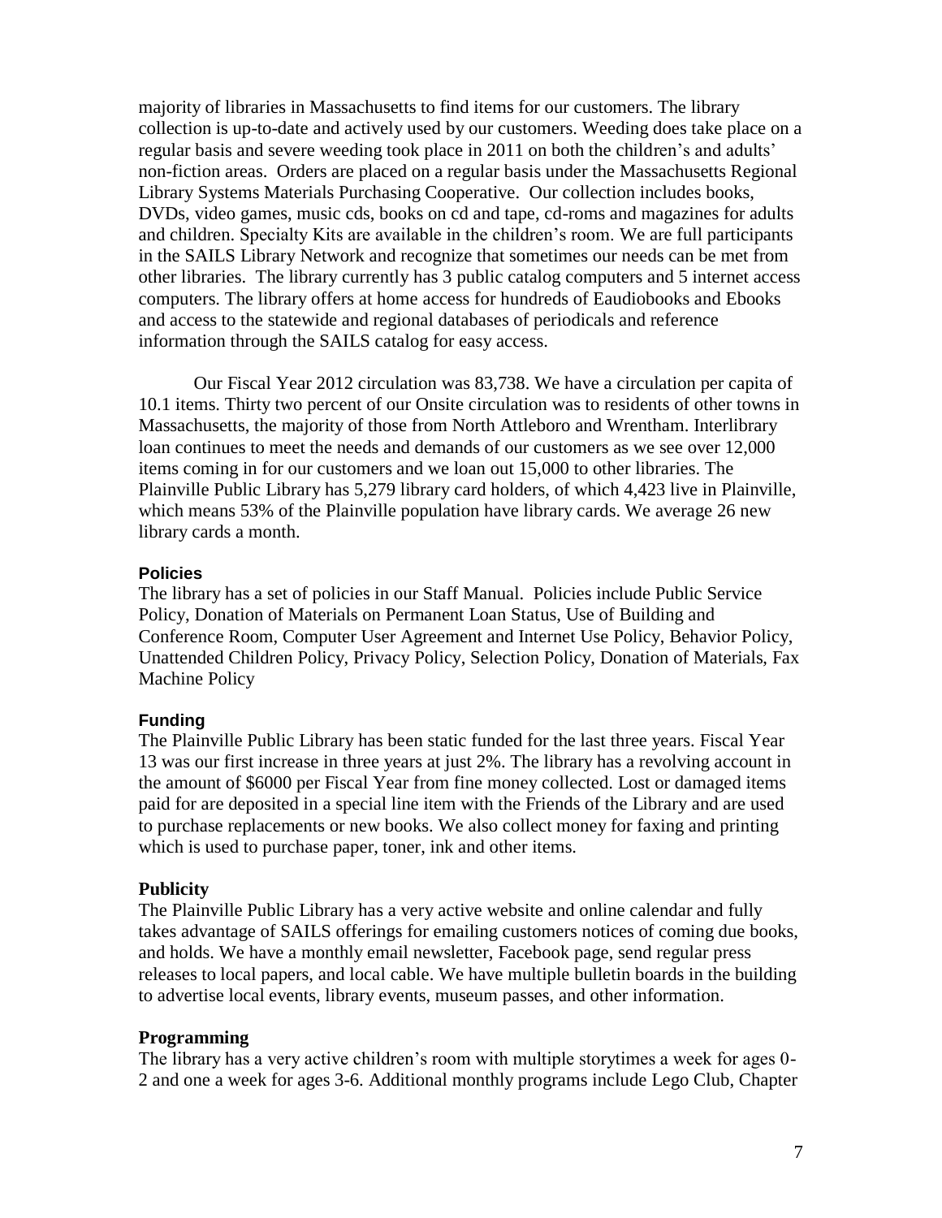majority of libraries in Massachusetts to find items for our customers. The library collection is up-to-date and actively used by our customers. Weeding does take place on a regular basis and severe weeding took place in 2011 on both the children's and adults' non-fiction areas. Orders are placed on a regular basis under the Massachusetts Regional Library Systems Materials Purchasing Cooperative. Our collection includes books, DVDs, video games, music cds, books on cd and tape, cd-roms and magazines for adults and children. Specialty Kits are available in the children's room. We are full participants in the SAILS Library Network and recognize that sometimes our needs can be met from other libraries. The library currently has 3 public catalog computers and 5 internet access computers. The library offers at home access for hundreds of Eaudiobooks and Ebooks and access to the statewide and regional databases of periodicals and reference information through the SAILS catalog for easy access.

Our Fiscal Year 2012 circulation was 83,738. We have a circulation per capita of 10.1 items. Thirty two percent of our Onsite circulation was to residents of other towns in Massachusetts, the majority of those from North Attleboro and Wrentham. Interlibrary loan continues to meet the needs and demands of our customers as we see over 12,000 items coming in for our customers and we loan out 15,000 to other libraries. The Plainville Public Library has 5,279 library card holders, of which 4,423 live in Plainville, which means 53% of the Plainville population have library cards. We average 26 new library cards a month.

#### Policies

The library has a set of policies in our Staff Manual. Policies include Public Service Policy, Donation of Materials on Permanent Loan Status, Use of Building and Conference Room, Computer User Agreement and Internet Use Policy, Behavior Policy, Unattended Children Policy, Privacy Policy, Selection Policy, Donation of Materials, Fax Machine Policy

#### Funding

The Plainville Public Library has been static funded for the last three years. Fiscal Year 13 was our first increase in three years at just 2%. The library has a revolving account in the amount of $6000 per Fiscal Year from fine money collected. Lost or damaged items paid for are deposited in a special line item with the Friends of the Library and are used to purchase replacements or new books. We also collect money for faxing and printing which is used to purchase paper, toner, ink and other items.

#### Publicity

The Plainville Public Library has a very active website and online calendar and fully takes advantage of SAILS offerings for emailing customers notices of coming due books, and holds. We have a monthly email newsletter, Facebook page, send regular press releases to local papers, and local cable. We have multiple bulletin boards in the building to advertise local events, library events, museum passes, and other information.

#### Programming

The library has a very active children's room with multiple storytimes a week for ages 0-2 and one a week for ages 3-6. Additional monthly programs include Lego Club, Chapter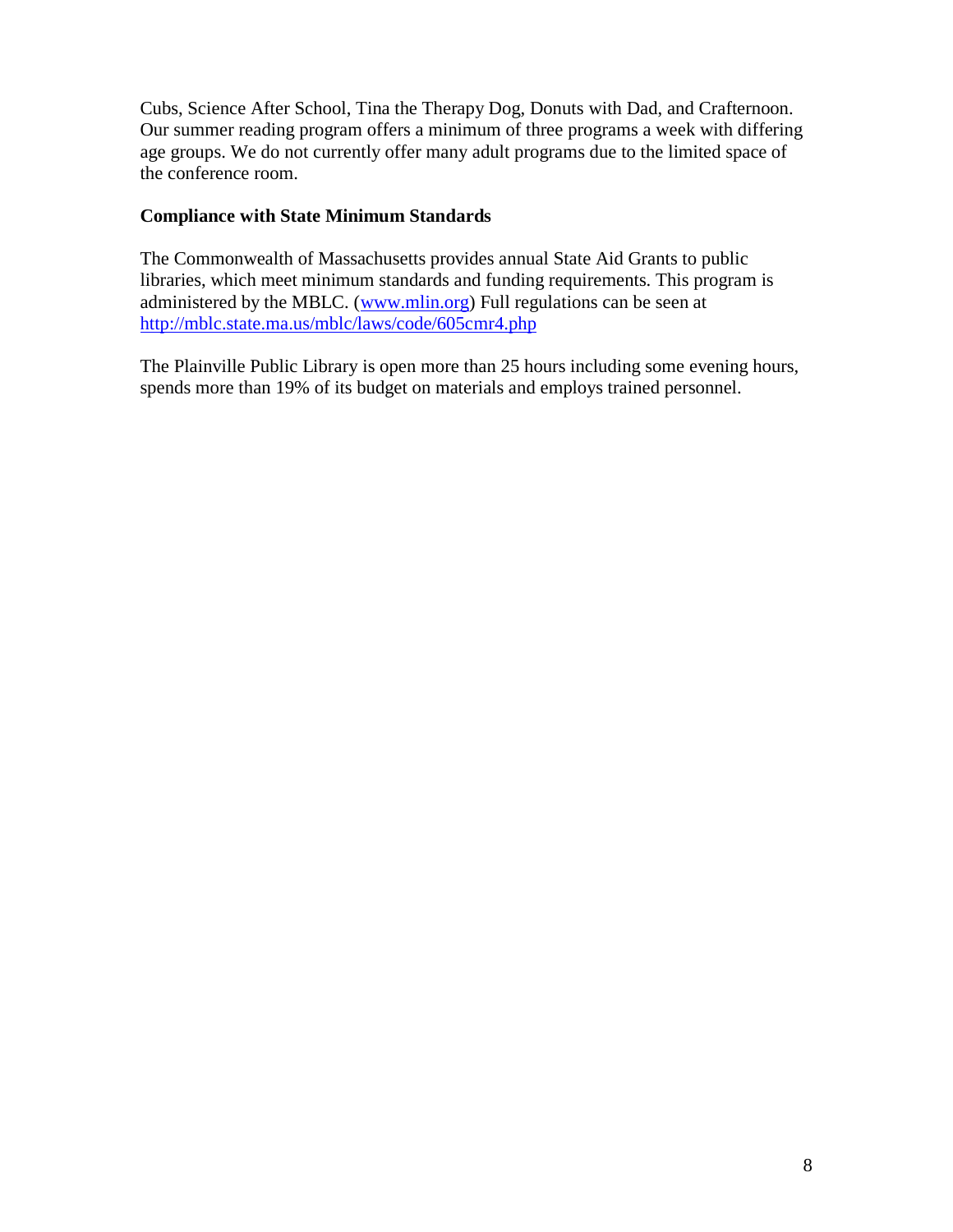Cubs, Science After School, Tina the Therapy Dog, Donuts with Dad, and Crafternoon. Our summer reading program offers a minimum of three programs a week with differing age groups. We do not currently offer many adult programs due to the limited space of the conference room.

**Compliance with State Minimum Standards**

The Commonwealth of Massachusetts provides annual State Aid Grants to public libraries, which meet minimum standards and funding requirements. This program is administered by the MBLC. ([www.mlin.org](www.mlin.org)) Full regulations can be seen at [http://mblc.state.ma.us/mblc/laws/code/605cmr4.php](http://mblc.state.ma.us/mblc/laws/code/605cmr4.php)

The Plainville Public Library is open more than 25 hours including some evening hours, spends more than 19% of its budget on materials and employs trained personnel.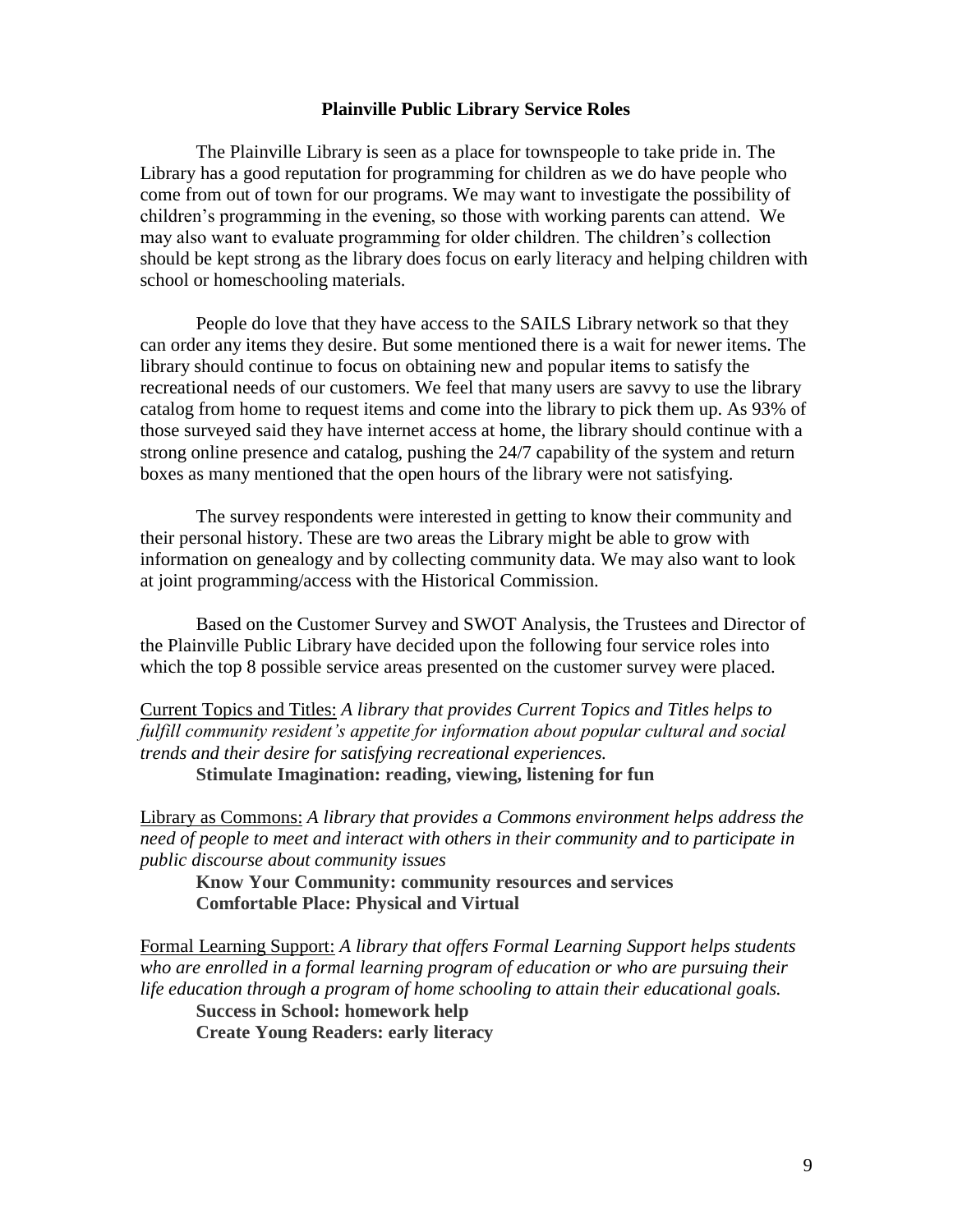## Plainville Public Library Service Roles

The Plainville Library is seen as a place for townspeople to take pride in. The Library has a good reputation for programming for children as we do have people who come from out of town for our programs. We may want to investigate the possibility of children's programming in the evening, so those with working parents can attend. We may also want to evaluate programming for older children. The children's collection should be kept strong as the library does focus on early literacy and helping children with school or homeschooling materials.

People do love that they have access to the SAILS Library network so that they can order any items they desire. But some mentioned there is a wait for newer items. The library should continue to focus on obtaining new and popular items to satisfy the recreational needs of our customers. We feel that many users are savvy to use the library catalog from home to request items and come into the library to pick them up. As 93% of those surveyed said they have internet access at home, the library should continue with a strong online presence and catalog, pushing the 24/7 capability of the system and return boxes as many mentioned that the open hours of the library were not satisfying.

The survey respondents were interested in getting to know their community and their personal history. These are two areas the Library might be able to grow with information on genealogy and by collecting community data. We may also want to look at joint programming/access with the Historical Commission.

Based on the Customer Survey and SWOT Analysis, the Trustees and Director of the Plainville Public Library have decided upon the following four service roles into which the top 8 possible service areas presented on the customer survey were placed.

<u>Current Topics and Titles:</u> *A library that provides Current Topics and Titles helps to fulfill community resident's appetite for information about popular cultural and social trends and their desire for satisfying recreational experiences.*

**Stimulate Imagination: reading, viewing, listening for fun**

<u>Library as Commons:</u> *A library that provides a Commons environment helps address the need of people to meet and interact with others in their community and to participate in public discourse about community issues*

**Know Your Community: community resources and services**
**Comfortable Place: Physical and Virtual**

<u>Formal Learning Support:</u> *A library that offers Formal Learning Support helps students who are enrolled in a formal learning program of education or who are pursuing their life education through a program of home schooling to attain their educational goals.*

**Success in School: homework help**
**Create Young Readers: early literacy**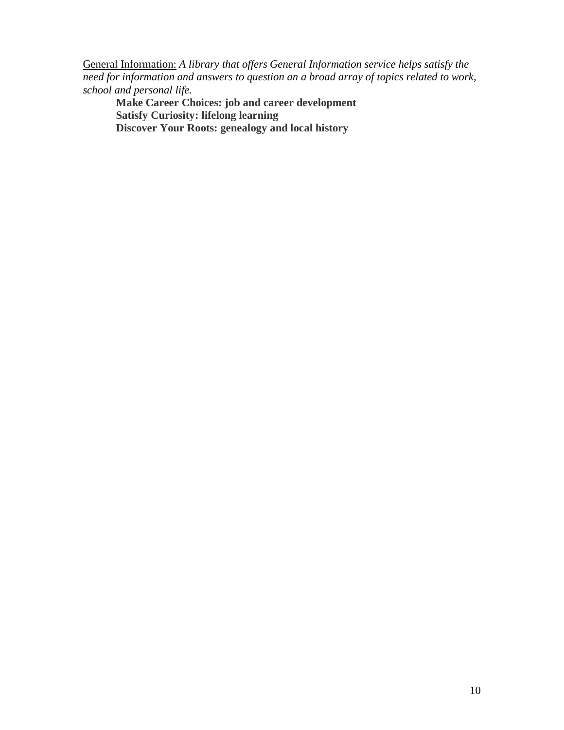<u>General Information:</u> *A library that offers General Information service helps satisfy the need for information and answers to question an a broad array of topics related to work, school and personal life.*

**Make Career Choices: job and career development**
**Satisfy Curiosity: lifelong learning**
**Discover Your Roots: genealogy and local history**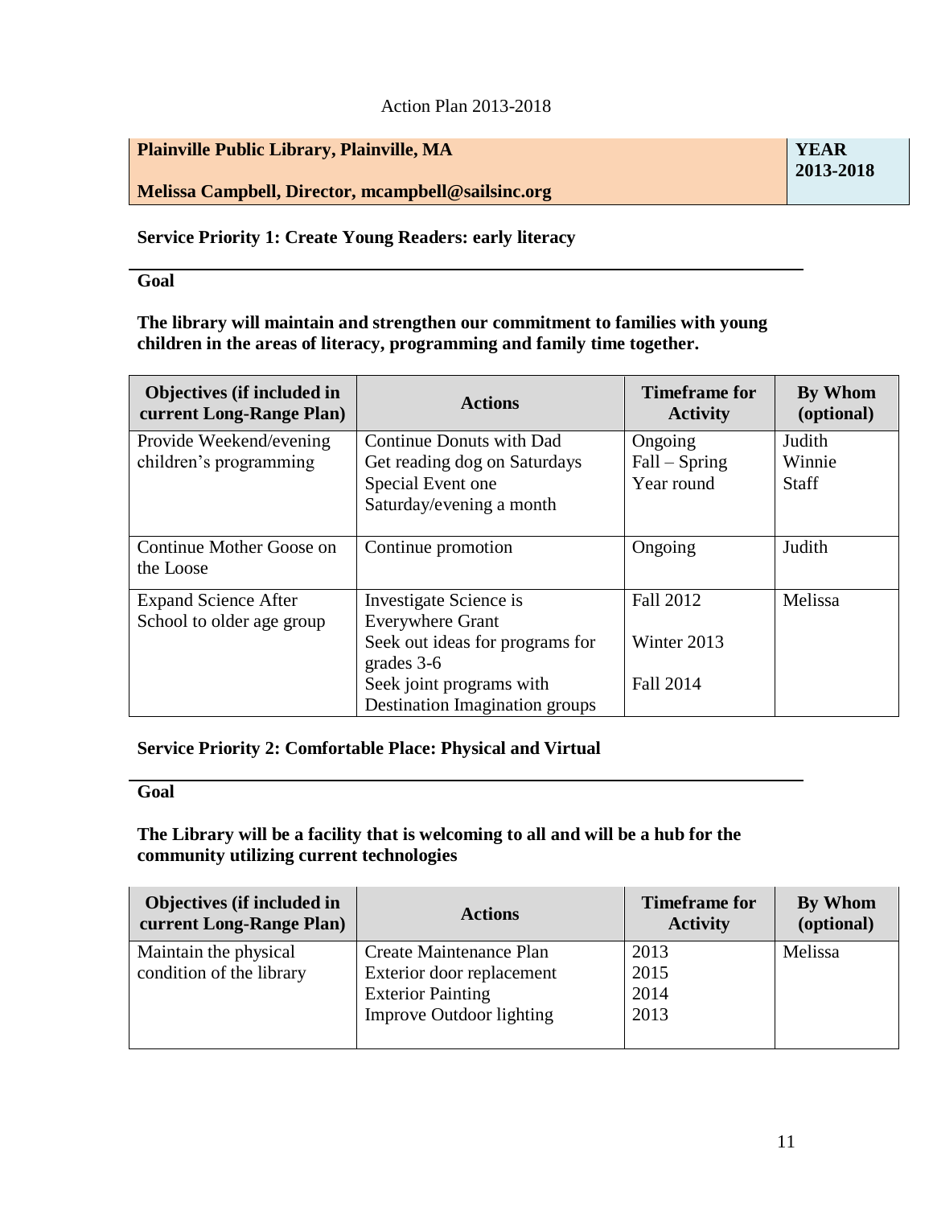Action Plan 2013-2018

| Plainville Public Library, Plainville, MA<br><br>Melissa Campbell, Director, mcampbell@sailsinc.org | YEAR 2013-2018 |
|---|---|

**Service Priority 1: Create Young Readers: early literacy**

**Goal**

**The library will maintain and strengthen our commitment to families with young children in the areas of literacy, programming and family time together.**

| Objectives (if included in current Long-Range Plan) | Actions | Timeframe for Activity | By Whom (optional) |
|---|---|---|---|
| Provide Weekend/evening children's programming | Continue Donuts with Dad<br>Get reading dog on Saturdays<br>Special Event one Saturday/evening a month | Ongoing<br>Fall – Spring<br>Year round | Judith<br>Winnie<br>Staff |
| Continue Mother Goose on the Loose | Continue promotion | Ongoing | Judith |
| Expand Science After School to older age group | Investigate Science is Everywhere Grant<br>Seek out ideas for programs for grades 3-6<br>Seek joint programs with Destination Imagination groups | Fall 2012<br>Winter 2013<br>Fall 2014 | Melissa |

**Service Priority 2: Comfortable Place: Physical and Virtual**

**Goal**

**The Library will be a facility that is welcoming to all and will be a hub for the community utilizing current technologies**

| Objectives (if included in current Long-Range Plan) | Actions | Timeframe for Activity | By Whom (optional) |
|---|---|---|---|
| Maintain the physical condition of the library | Create Maintenance Plan<br>Exterior door replacement<br>Exterior Painting<br>Improve Outdoor lighting | 2013<br>2015<br>2014<br>2013 | Melissa |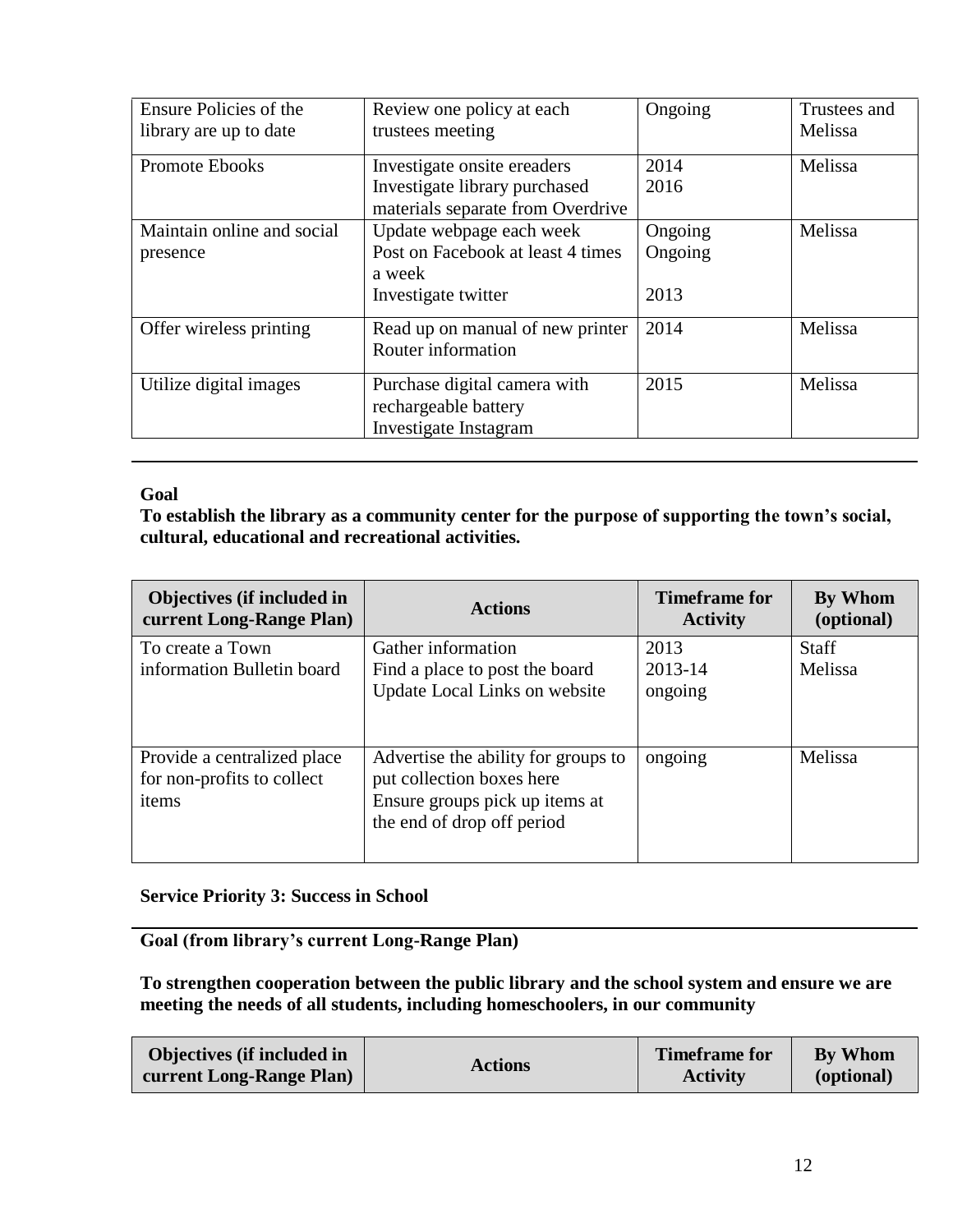| | | | |
|---|---|---|---|
| Ensure Policies of the library are up to date | Review one policy at each trustees meeting | Ongoing | Trustees and Melissa |
| Promote Ebooks | Investigate onsite ereaders<br>Investigate library purchased materials separate from Overdrive | 2014<br>2016 | Melissa |
| Maintain online and social presence | Update webpage each week<br>Post on Facebook at least 4 times a week<br>Investigate twitter | Ongoing<br>Ongoing<br><br>2013 | Melissa |
| Offer wireless printing | Read up on manual of new printer<br>Router information | 2014 | Melissa |
| Utilize digital images | Purchase digital camera with rechargeable battery<br>Investigate Instagram | 2015 | Melissa |

**Goal**

**To establish the library as a community center for the purpose of supporting the town's social, cultural, educational and recreational activities.**

| Objectives (if included in current Long-Range Plan) | Actions | Timeframe for Activity | By Whom (optional) |
|---|---|---|---|
| To create a Town information Bulletin board | Gather information<br>Find a place to post the board<br>Update Local Links on website | 2013<br>2013-14<br>ongoing | Staff<br>Melissa |
| Provide a centralized place for non-profits to collect items | Advertise the ability for groups to put collection boxes here<br>Ensure groups pick up items at the end of drop off period | ongoing | Melissa |

**Service Priority 3: Success in School**

**Goal (from library's current Long-Range Plan)**

**To strengthen cooperation between the public library and the school system and ensure we are meeting the needs of all students, including homeschoolers, in our community**

| Objectives (if included in current Long-Range Plan) | Actions | Timeframe for Activity | By Whom (optional) |
|---|---|---|---|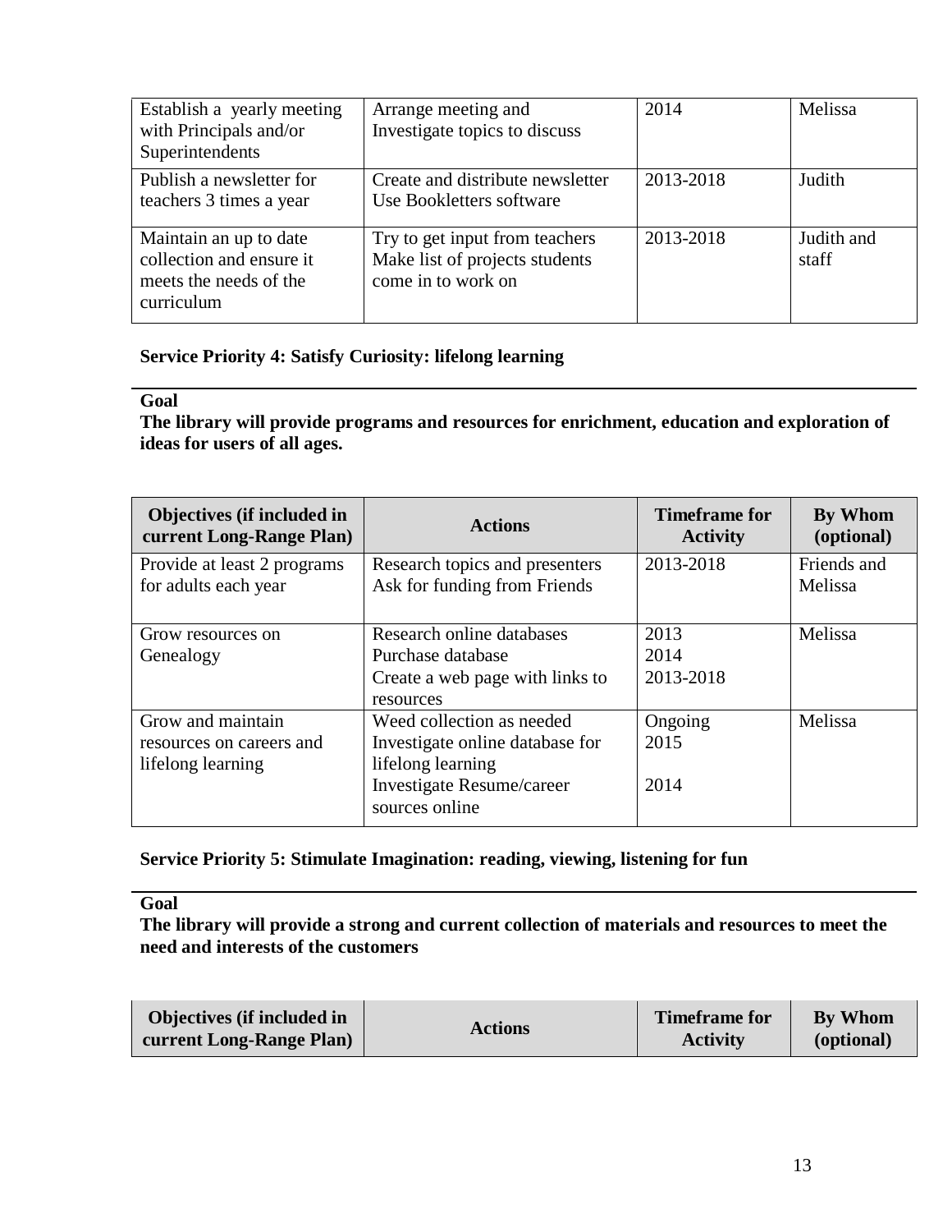| | | | |
|---|---|---|---|
| Establish a yearly meeting with Principals and/or Superintendents | Arrange meeting and Investigate topics to discuss | 2014 | Melissa |
| Publish a newsletter for teachers 3 times a year | Create and distribute newsletter Use Bookletters software | 2013-2018 | Judith |
| Maintain an up to date collection and ensure it meets the needs of the curriculum | Try to get input from teachers Make list of projects students come in to work on | 2013-2018 | Judith and staff |

**Service Priority 4: Satisfy Curiosity: lifelong learning**

**Goal**

**The library will provide programs and resources for enrichment, education and exploration of ideas for users of all ages.**

| Objectives (if included in current Long-Range Plan) | Actions | Timeframe for Activity | By Whom (optional) |
|---|---|---|---|
| Provide at least 2 programs for adults each year | Research topics and presenters<br>Ask for funding from Friends | 2013-2018 | Friends and Melissa |
| Grow resources on Genealogy | Research online databases<br>Purchase database<br>Create a web page with links to resources | 2013<br>2014<br>2013-2018 | Melissa |
| Grow and maintain resources on careers and lifelong learning | Weed collection as needed<br>Investigate online database for lifelong learning<br>Investigate Resume/career sources online | Ongoing<br>2015<br><br>2014 | Melissa |

**Service Priority 5: Stimulate Imagination: reading, viewing, listening for fun**

**Goal**

**The library will provide a strong and current collection of materials and resources to meet the need and interests of the customers**

| Objectives (if included in current Long-Range Plan) | Actions | Timeframe for Activity | By Whom (optional) |
|---|---|---|---|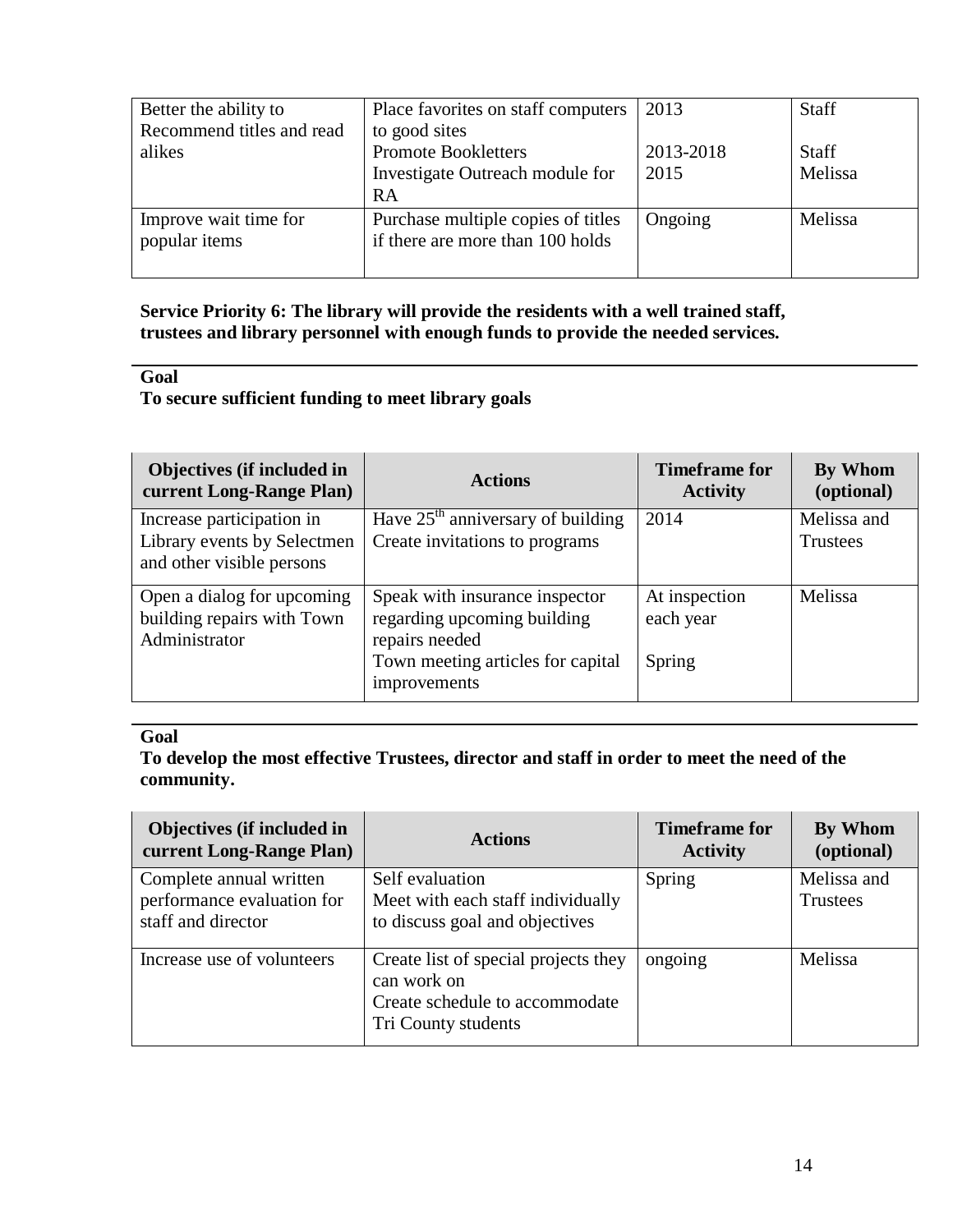| | | | |
|---|---|---|---|
| Better the ability to Recommend titles and read alikes | Place favorites on staff computers to good sites<br>Promote Bookletters<br>Investigate Outreach module for RA | 2013<br><br>2013-2018<br>2015 | Staff<br><br>Staff<br>Melissa |
| Improve wait time for popular items | Purchase multiple copies of titles if there are more than 100 holds | Ongoing | Melissa |

**Service Priority 6: The library will provide the residents with a well trained staff, trustees and library personnel with enough funds to provide the needed services.**

**Goal**

**To secure sufficient funding to meet library goals**

| Objectives (if included in current Long-Range Plan) | Actions | Timeframe for Activity | By Whom (optional) |
|---|---|---|---|
| Increase participation in Library events by Selectmen and other visible persons | Have 25th anniversary of building<br>Create invitations to programs | 2014 | Melissa and Trustees |
| Open a dialog for upcoming building repairs with Town Administrator | Speak with insurance inspector regarding upcoming building repairs needed<br>Town meeting articles for capital improvements | At inspection each year<br><br>Spring | Melissa |

**Goal**

**To develop the most effective Trustees, director and staff in order to meet the need of the community.**

| Objectives (if included in current Long-Range Plan) | Actions | Timeframe for Activity | By Whom (optional) |
|---|---|---|---|
| Complete annual written performance evaluation for staff and director | Self evaluation<br>Meet with each staff individually to discuss goal and objectives | Spring | Melissa and Trustees |
| Increase use of volunteers | Create list of special projects they can work on<br>Create schedule to accommodate Tri County students | ongoing | Melissa |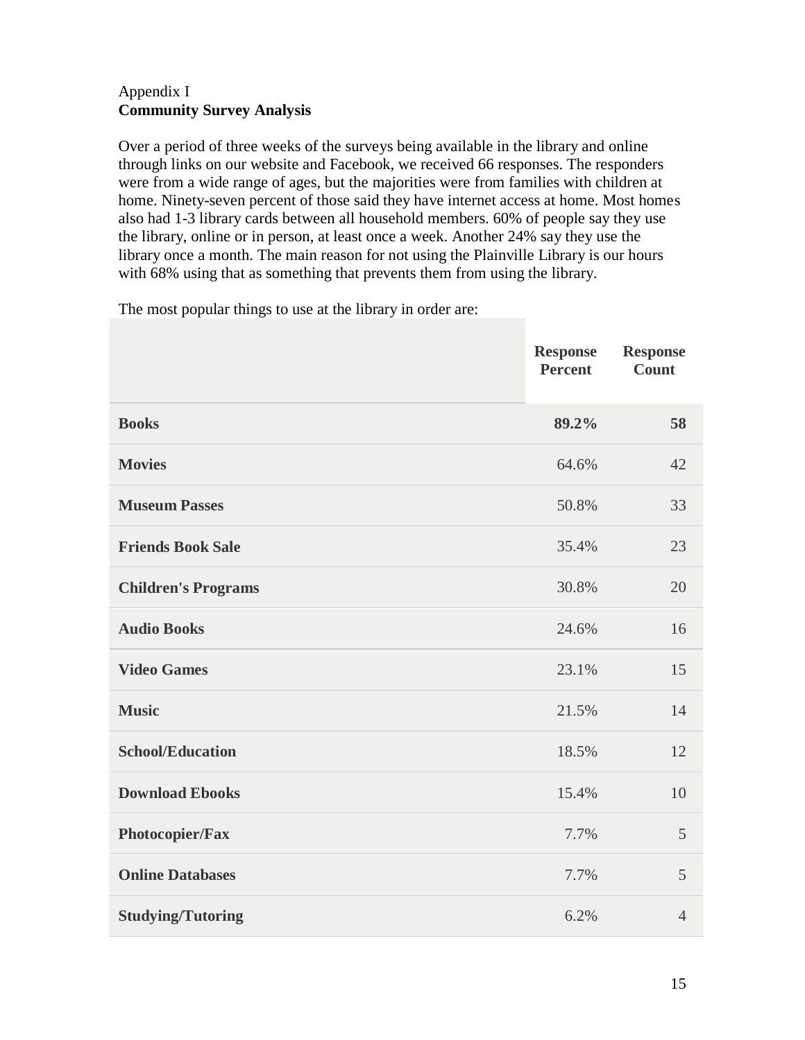Appendix I

**Community Survey Analysis**

Over a period of three weeks of the surveys being available in the library and online through links on our website and Facebook, we received 66 responses. The responders were from a wide range of ages, but the majorities were from families with children at home. Ninety-seven percent of those said they have internet access at home. Most homes also had 1-3 library cards between all household members. 60% of people say they use the library, online or in person, at least once a week. Another 24% say they use the library once a month. The main reason for not using the Plainville Library is our hours with 68% using that as something that prevents them from using the library.

The most popular things to use at the library in order are:

| | Response Percent | Response Count |
|---|---|---|
| **Books** | **89.2%** | **58** |
| **Movies** | 64.6% | 42 |
| **Museum Passes** | 50.8% | 33 |
| **Friends Book Sale** | 35.4% | 23 |
| **Children's Programs** | 30.8% | 20 |
| **Audio Books** | 24.6% | 16 |
| **Video Games** | 23.1% | 15 |
| **Music** | 21.5% | 14 |
| **School/Education** | 18.5% | 12 |
| **Download Ebooks** | 15.4% | 10 |
| **Photocopier/Fax** | 7.7% | 5 |
| **Online Databases** | 7.7% | 5 |
| **Studying/Tutoring** | 6.2% | 4 |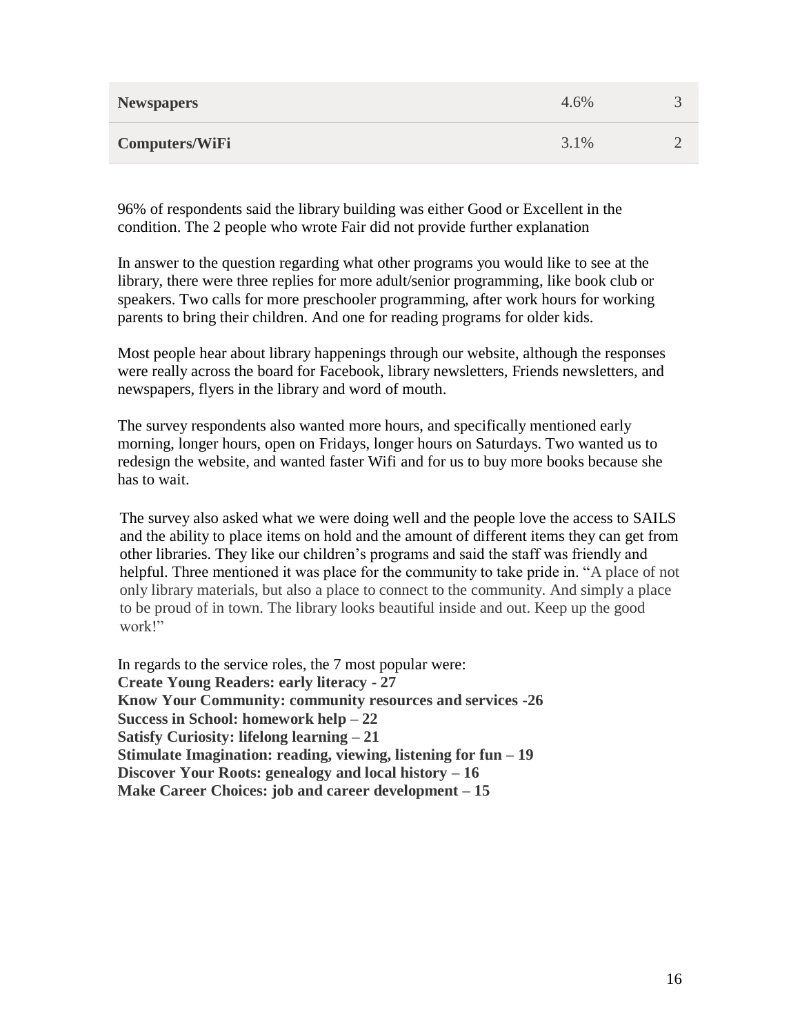| | | |
|---|---|---|
| **Newspapers** | 4.6% | 3 |
| **Computers/WiFi** | 3.1% | 2 |

96% of respondents said the library building was either Good or Excellent in the condition. The 2 people who wrote Fair did not provide further explanation

In answer to the question regarding what other programs you would like to see at the library, there were three replies for more adult/senior programming, like book club or speakers. Two calls for more preschooler programming, after work hours for working parents to bring their children. And one for reading programs for older kids.

Most people hear about library happenings through our website, although the responses were really across the board for Facebook, library newsletters, Friends newsletters, and newspapers, flyers in the library and word of mouth.

The survey respondents also wanted more hours, and specifically mentioned early morning, longer hours, open on Fridays, longer hours on Saturdays. Two wanted us to redesign the website, and wanted faster Wifi and for us to buy more books because she has to wait.

The survey also asked what we were doing well and the people love the access to SAILS and the ability to place items on hold and the amount of different items they can get from other libraries. They like our children's programs and said the staff was friendly and helpful. Three mentioned it was place for the community to take pride in. "A place of not only library materials, but also a place to connect to the community. And simply a place to be proud of in town. The library looks beautiful inside and out. Keep up the good work!"

In regards to the service roles, the 7 most popular were:
**Create Young Readers: early literacy - 27**
**Know Your Community: community resources and services -26**
**Success in School: homework help – 22**
**Satisfy Curiosity: lifelong learning – 21**
**Stimulate Imagination: reading, viewing, listening for fun – 19**
**Discover Your Roots: genealogy and local history – 16**
**Make Career Choices: job and career development – 15**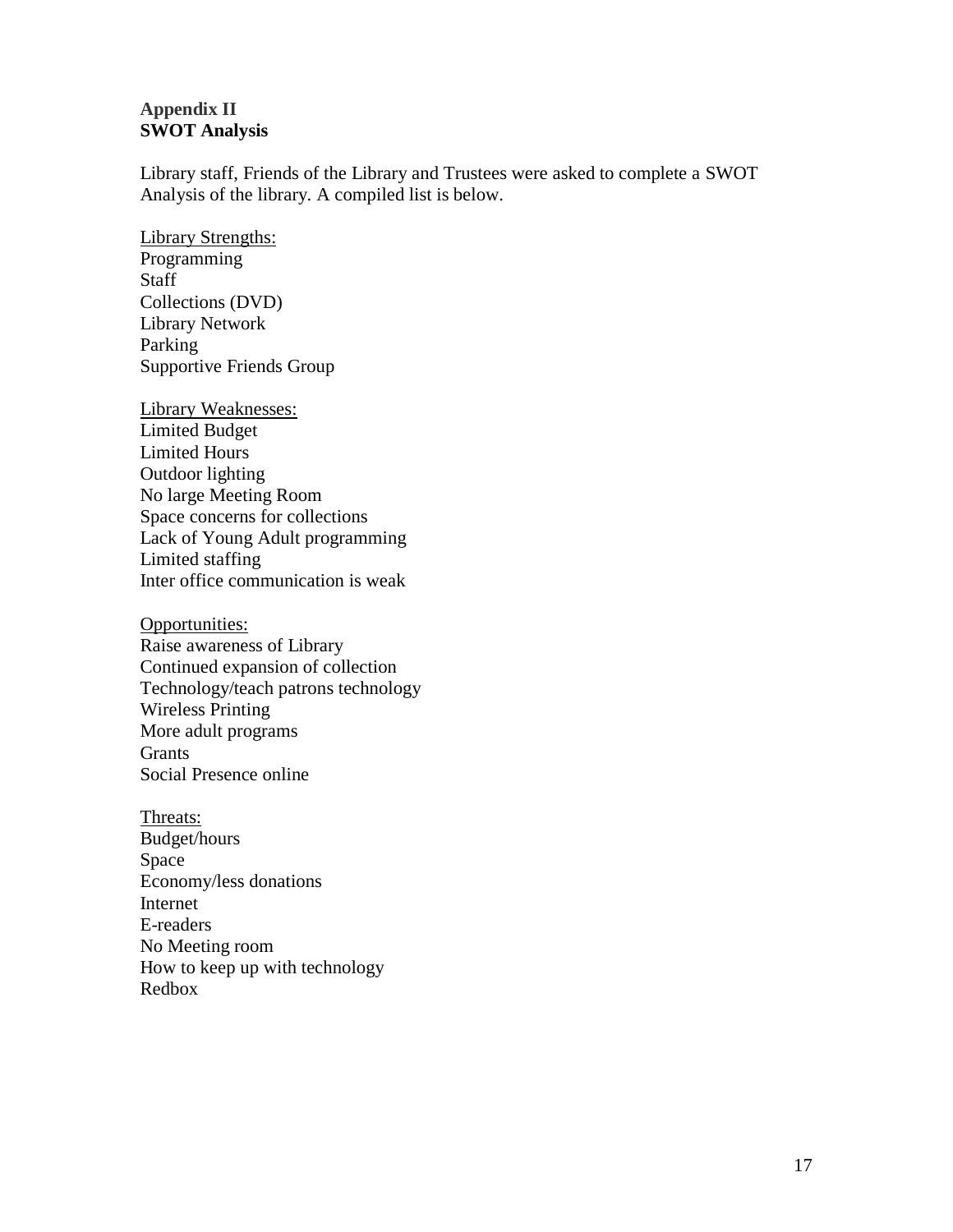## Appendix II
## SWOT Analysis

Library staff, Friends of the Library and Trustees were asked to complete a SWOT Analysis of the library. A compiled list is below.

<u>Library Strengths:</u>
Programming
Staff
Collections (DVD)
Library Network
Parking
Supportive Friends Group

<u>Library Weaknesses:</u>
Limited Budget
Limited Hours
Outdoor lighting
No large Meeting Room
Space concerns for collections
Lack of Young Adult programming
Limited staffing
Inter office communication is weak

<u>Opportunities:</u>
Raise awareness of Library
Continued expansion of collection
Technology/teach patrons technology
Wireless Printing
More adult programs
Grants
Social Presence online

<u>Threats:</u>
Budget/hours
Space
Economy/less donations
Internet
E-readers
No Meeting room
How to keep up with technology
Redbox